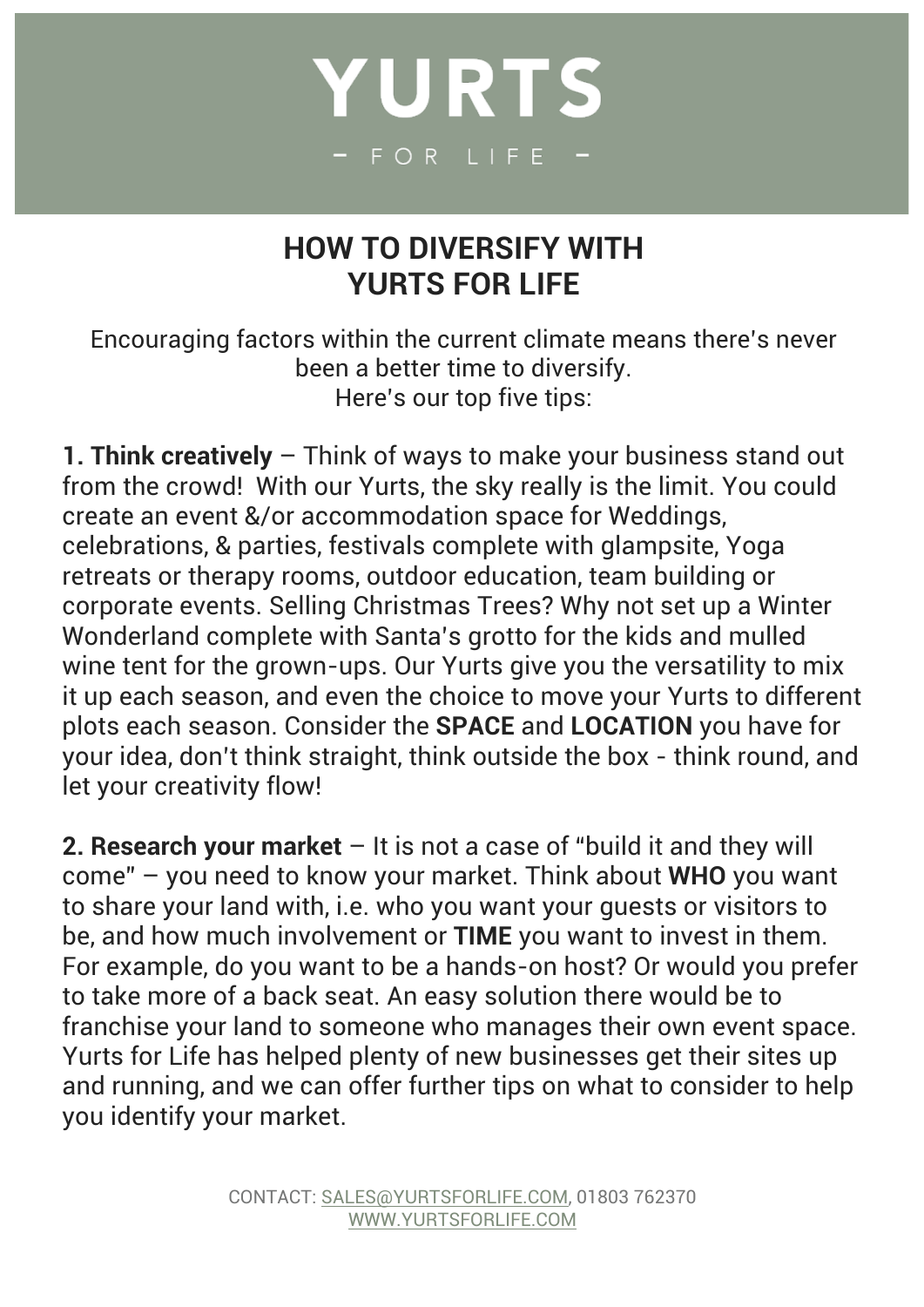# YURTS

## - FOR LIFE -

## HOW TO DIVERSIFY WITH YURTS FOR LIFE

Encouraging factors within the current climate means there's never been a better time to diversify.
Here's our top five tips:

**1. Think creatively** – Think of ways to make your business stand out from the crowd! With our Yurts, the sky really is the limit. You could create an event &/or accommodation space for Weddings, celebrations, & parties, festivals complete with glampsite, Yoga retreats or therapy rooms, outdoor education, team building or corporate events. Selling Christmas Trees? Why not set up a Winter Wonderland complete with Santa's grotto for the kids and mulled wine tent for the grown-ups. Our Yurts give you the versatility to mix it up each season, and even the choice to move your Yurts to different plots each season. Consider the **SPACE** and **LOCATION** you have for your idea, don't think straight, think outside the box - think round, and let your creativity flow!

**2. Research your market** – It is not a case of "build it and they will come" – you need to know your market. Think about **WHO** you want to share your land with, i.e. who you want your guests or visitors to be, and how much involvement or **TIME** you want to invest in them. For example, do you want to be a hands-on host? Or would you prefer to take more of a back seat. An easy solution there would be to franchise your land to someone who manages their own event space. Yurts for Life has helped plenty of new businesses get their sites up and running, and we can offer further tips on what to consider to help you identify your market.

CONTACT: SALES@YURTSFORLIFE.COM, 01803 762370
WWW.YURTSFORLIFE.COM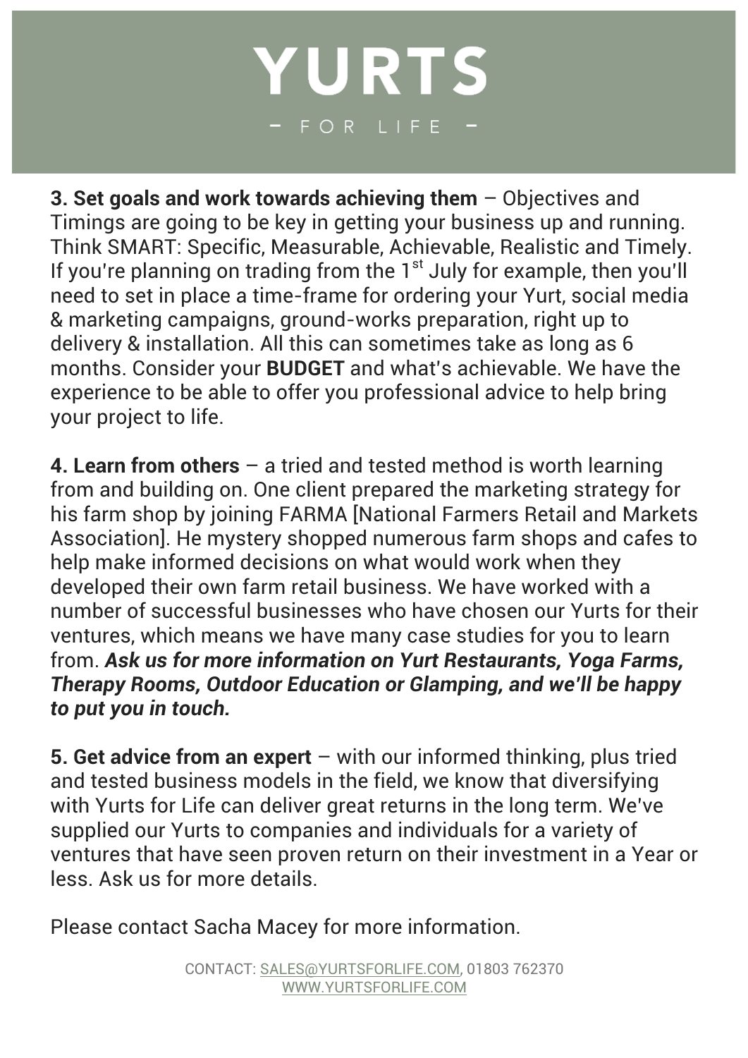# YURTS

- FOR LIFE -

**3. Set goals and work towards achieving them** – Objectives and Timings are going to be key in getting your business up and running. Think SMART: Specific, Measurable, Achievable, Realistic and Timely. If you're planning on trading from the 1st July for example, then you'll need to set in place a time-frame for ordering your Yurt, social media & marketing campaigns, ground-works preparation, right up to delivery & installation. All this can sometimes take as long as 6 months. Consider your **BUDGET** and what's achievable. We have the experience to be able to offer you professional advice to help bring your project to life.

**4. Learn from others** – a tried and tested method is worth learning from and building on. One client prepared the marketing strategy for his farm shop by joining FARMA [National Farmers Retail and Markets Association]. He mystery shopped numerous farm shops and cafes to help make informed decisions on what would work when they developed their own farm retail business. We have worked with a number of successful businesses who have chosen our Yurts for their ventures, which means we have many case studies for you to learn from. ***Ask us for more information on Yurt Restaurants, Yoga Farms, Therapy Rooms, Outdoor Education or Glamping, and we'll be happy to put you in touch.***

**5. Get advice from an expert** – with our informed thinking, plus tried and tested business models in the field, we know that diversifying with Yurts for Life can deliver great returns in the long term. We've supplied our Yurts to companies and individuals for a variety of ventures that have seen proven return on their investment in a Year or less. Ask us for more details.

Please contact Sacha Macey for more information.

CONTACT: SALES@YURTSFORLIFE.COM, 01803 762370
WWW.YURTSFORLIFE.COM